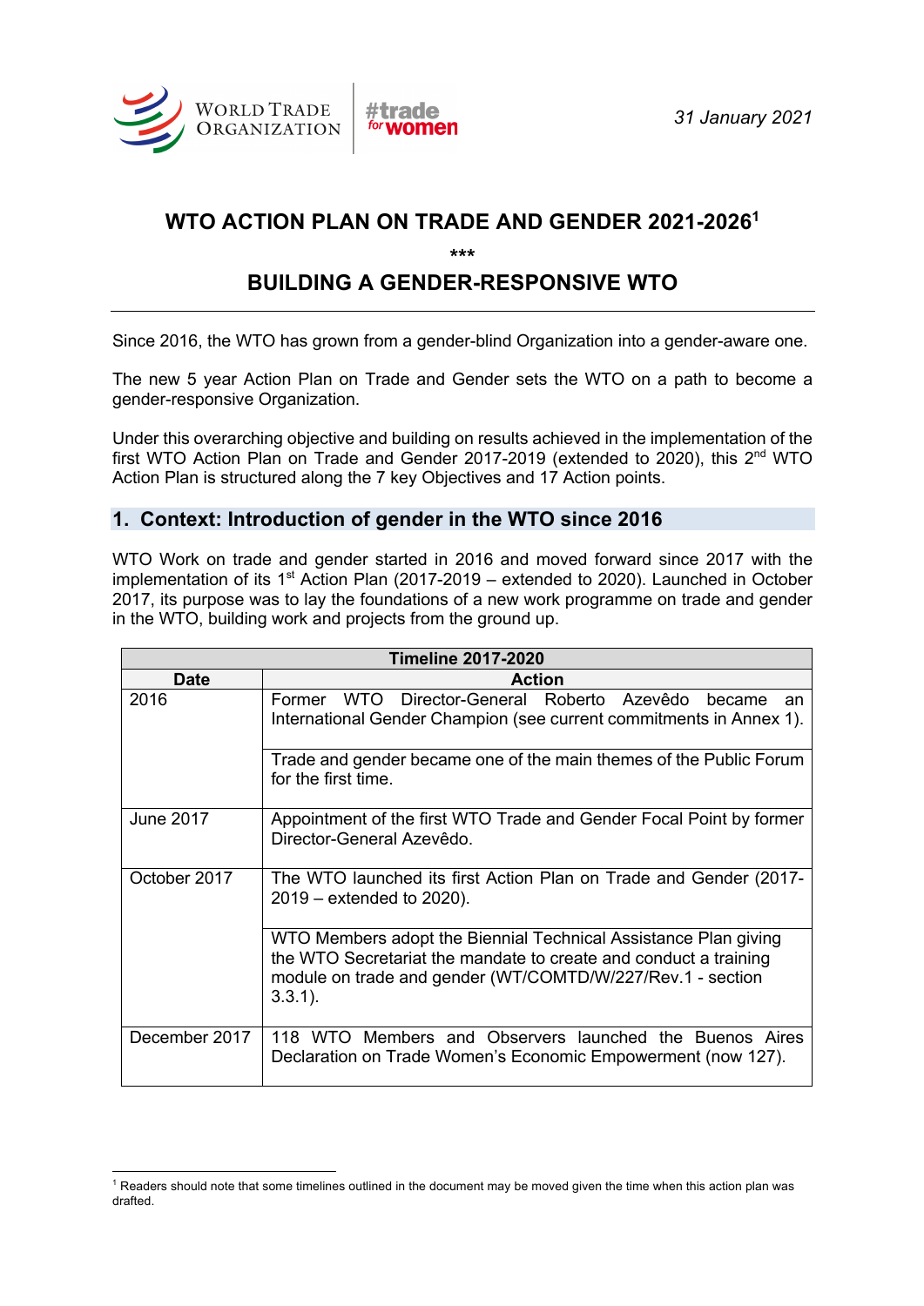WORLD TRADE ORGANIZATION | #trade for women

*31 January 2021*

# WTO ACTION PLAN ON TRADE AND GENDER 2021-2026[1]

***

# BUILDING A GENDER-RESPONSIVE WTO

Since 2016, the WTO has grown from a gender-blind Organization into a gender-aware one.

The new 5 year Action Plan on Trade and Gender sets the WTO on a path to become a gender-responsive Organization.

Under this overarching objective and building on results achieved in the implementation of the first WTO Action Plan on Trade and Gender 2017-2019 (extended to 2020), this 2nd WTO Action Plan is structured along the 7 key Objectives and 17 Action points.

## 1. Context: Introduction of gender in the WTO since 2016

WTO Work on trade and gender started in 2016 and moved forward since 2017 with the implementation of its 1st Action Plan (2017-2019 – extended to 2020). Launched in October 2017, its purpose was to lay the foundations of a new work programme on trade and gender in the WTO, building work and projects from the ground up.

| Timeline 2017-2020 | |
|---|---|
| **Date** | **Action** |
| 2016 | Former WTO Director-General Roberto Azevêdo became an International Gender Champion (see current commitments in Annex 1). |
| | Trade and gender became one of the main themes of the Public Forum for the first time. |
| June 2017 | Appointment of the first WTO Trade and Gender Focal Point by former Director-General Azevêdo. |
| October 2017 | The WTO launched its first Action Plan on Trade and Gender (2017-2019 – extended to 2020). |
| | WTO Members adopt the Biennial Technical Assistance Plan giving the WTO Secretariat the mandate to create and conduct a training module on trade and gender (WT/COMTD/W/227/Rev.1 - section 3.3.1). |
| December 2017 | 118 WTO Members and Observers launched the Buenos Aires Declaration on Trade Women's Economic Empowerment (now 127). |

[1] Readers should note that some timelines outlined in the document may be moved given the time when this action plan was drafted.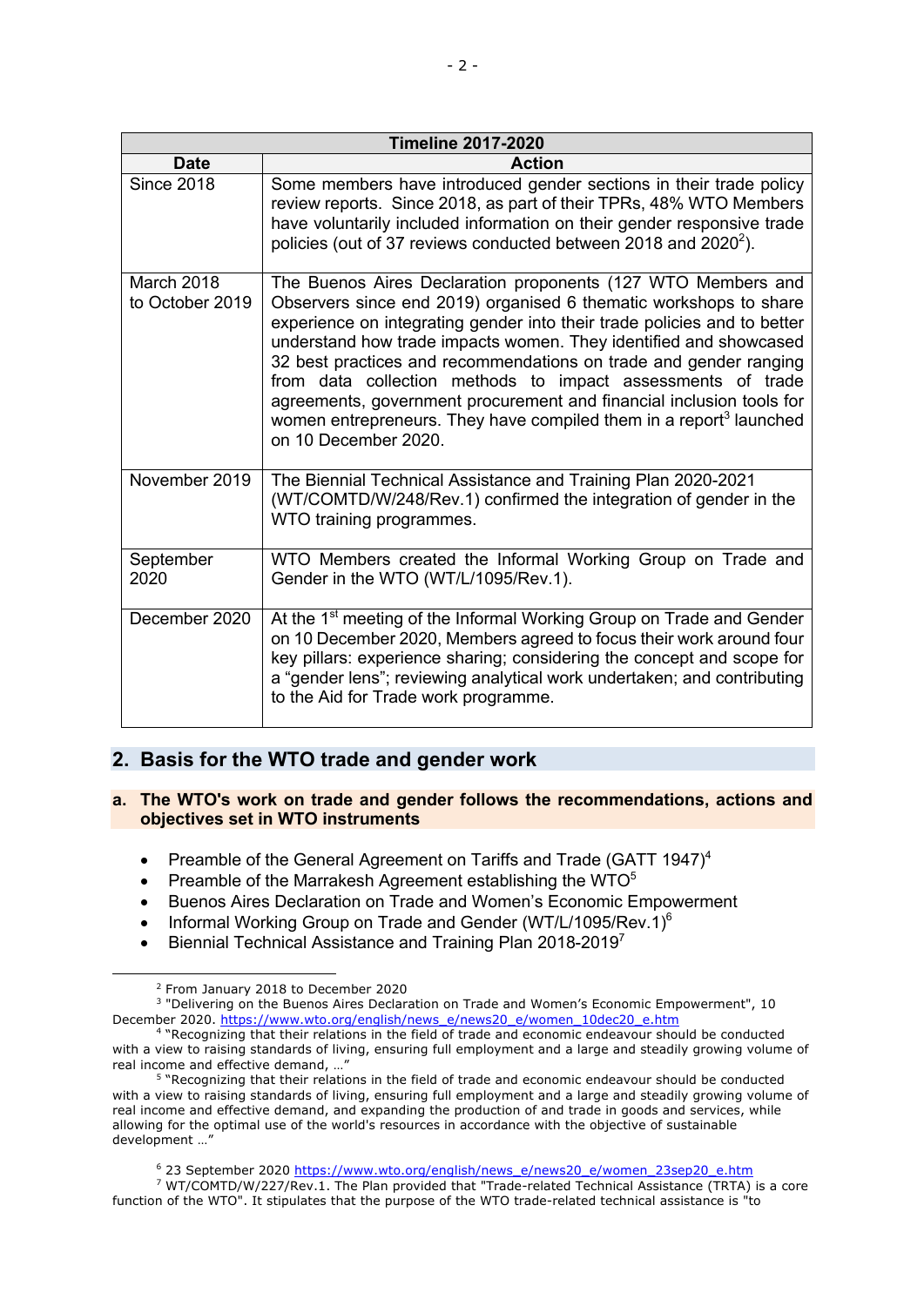| Timeline 2017-2020 | |
|---|---|
| **Date** | **Action** |
| Since 2018 | Some members have introduced gender sections in their trade policy review reports. Since 2018, as part of their TPRs, 48% WTO Members have voluntarily included information on their gender responsive trade policies (out of 37 reviews conducted between 2018 and 2020[2]). |
| March 2018 to October 2019 | The Buenos Aires Declaration proponents (127 WTO Members and Observers since end 2019) organised 6 thematic workshops to share experience on integrating gender into their trade policies and to better understand how trade impacts women. They identified and showcased 32 best practices and recommendations on trade and gender ranging from data collection methods to impact assessments of trade agreements, government procurement and financial inclusion tools for women entrepreneurs. They have compiled them in a report[3] launched on 10 December 2020. |
| November 2019 | The Biennial Technical Assistance and Training Plan 2020-2021 (WT/COMTD/W/248/Rev.1) confirmed the integration of gender in the WTO training programmes. |
| September 2020 | WTO Members created the Informal Working Group on Trade and Gender in the WTO (WT/L/1095/Rev.1). |
| December 2020 | At the 1st meeting of the Informal Working Group on Trade and Gender on 10 December 2020, Members agreed to focus their work around four key pillars: experience sharing; considering the concept and scope for a "gender lens"; reviewing analytical work undertaken; and contributing to the Aid for Trade work programme. |

## 2. Basis for the WTO trade and gender work

### a. The WTO's work on trade and gender follows the recommendations, actions and objectives set in WTO instruments

- Preamble of the General Agreement on Tariffs and Trade (GATT 1947)[4]
- Preamble of the Marrakesh Agreement establishing the WTO[5]
- Buenos Aires Declaration on Trade and Women's Economic Empowerment
- Informal Working Group on Trade and Gender (WT/L/1095/Rev.1)[6]
- Biennial Technical Assistance and Training Plan 2018-2019[7]

---

[2] From January 2018 to December 2020

[3] "Delivering on the Buenos Aires Declaration on Trade and Women's Economic Empowerment", 10 December 2020. https://www.wto.org/english/news_e/news20_e/women_10dec20_e.htm

[4] "Recognizing that their relations in the field of trade and economic endeavour should be conducted with a view to raising standards of living, ensuring full employment and a large and steadily growing volume of real income and effective demand, …"

[5] "Recognizing that their relations in the field of trade and economic endeavour should be conducted with a view to raising standards of living, ensuring full employment and a large and steadily growing volume of real income and effective demand, and expanding the production of and trade in goods and services, while allowing for the optimal use of the world's resources in accordance with the objective of sustainable development …"

[6] 23 September 2020 https://www.wto.org/english/news_e/news20_e/women_23sep20_e.htm

[7] WT/COMTD/W/227/Rev.1. The Plan provided that "Trade-related Technical Assistance (TRTA) is a core function of the WTO". It stipulates that the purpose of the WTO trade-related technical assistance is "to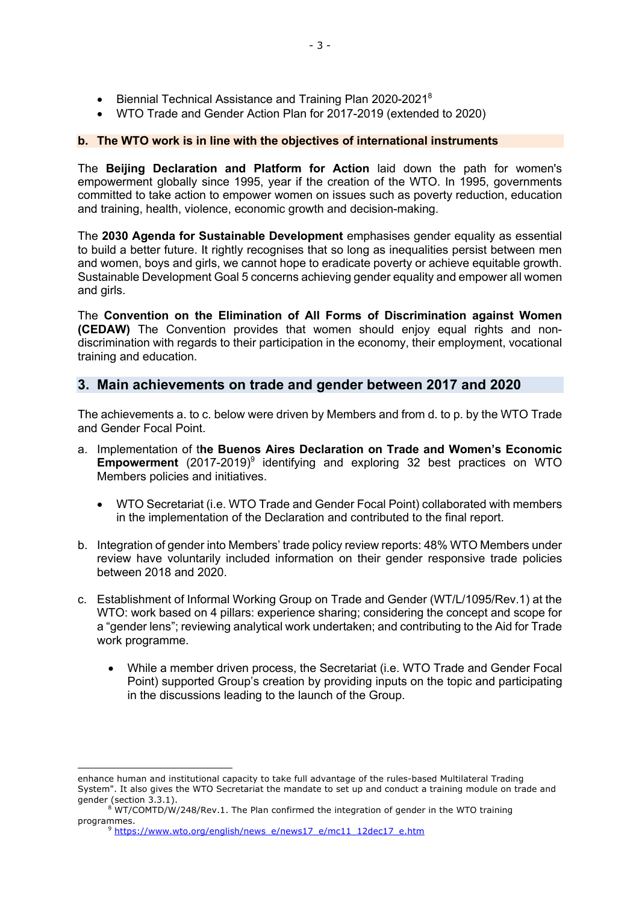- Biennial Technical Assistance and Training Plan 2020-2021[8]
- WTO Trade and Gender Action Plan for 2017-2019 (extended to 2020)

### b. The WTO work is in line with the objectives of international instruments

The **Beijing Declaration and Platform for Action** laid down the path for women's empowerment globally since 1995, year if the creation of the WTO. In 1995, governments committed to take action to empower women on issues such as poverty reduction, education and training, health, violence, economic growth and decision-making.

The **2030 Agenda for Sustainable Development** emphasises gender equality as essential to build a better future. It rightly recognises that so long as inequalities persist between men and women, boys and girls, we cannot hope to eradicate poverty or achieve equitable growth. Sustainable Development Goal 5 concerns achieving gender equality and empower all women and girls.

The **Convention on the Elimination of All Forms of Discrimination against Women (CEDAW)** The Convention provides that women should enjoy equal rights and non-discrimination with regards to their participation in the economy, their employment, vocational training and education.

## 3. Main achievements on trade and gender between 2017 and 2020

The achievements a. to c. below were driven by Members and from d. to p. by the WTO Trade and Gender Focal Point.

a. Implementation of t**he Buenos Aires Declaration on Trade and Women's Economic Empowerment** (2017-2019)[9] identifying and exploring 32 best practices on WTO Members policies and initiatives.

   - WTO Secretariat (i.e. WTO Trade and Gender Focal Point) collaborated with members in the implementation of the Declaration and contributed to the final report.

b. Integration of gender into Members' trade policy review reports: 48% WTO Members under review have voluntarily included information on their gender responsive trade policies between 2018 and 2020.

c. Establishment of Informal Working Group on Trade and Gender (WT/L/1095/Rev.1) at the WTO: work based on 4 pillars: experience sharing; considering the concept and scope for a "gender lens"; reviewing analytical work undertaken; and contributing to the Aid for Trade work programme.

   - While a member driven process, the Secretariat (i.e. WTO Trade and Gender Focal Point) supported Group's creation by providing inputs on the topic and participating in the discussions leading to the launch of the Group.

---

enhance human and institutional capacity to take full advantage of the rules-based Multilateral Trading System". It also gives the WTO Secretariat the mandate to set up and conduct a training module on trade and gender (section 3.3.1).

[8] WT/COMTD/W/248/Rev.1. The Plan confirmed the integration of gender in the WTO training programmes.

[9] https://www.wto.org/english/news_e/news17_e/mc11_12dec17_e.htm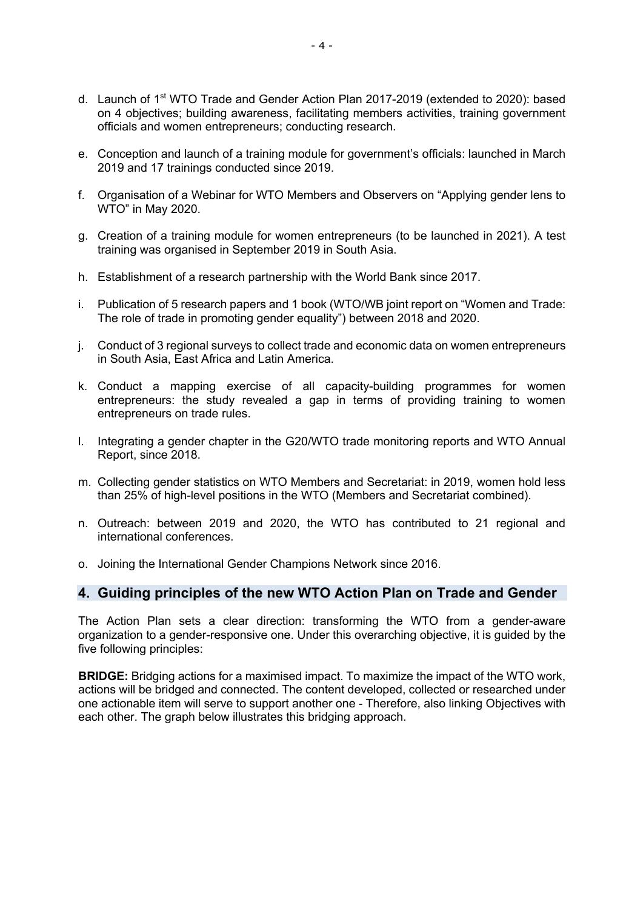d. Launch of 1st WTO Trade and Gender Action Plan 2017-2019 (extended to 2020): based on 4 objectives; building awareness, facilitating members activities, training government officials and women entrepreneurs; conducting research.

e. Conception and launch of a training module for government's officials: launched in March 2019 and 17 trainings conducted since 2019.

f. Organisation of a Webinar for WTO Members and Observers on "Applying gender lens to WTO" in May 2020.

g. Creation of a training module for women entrepreneurs (to be launched in 2021). A test training was organised in September 2019 in South Asia.

h. Establishment of a research partnership with the World Bank since 2017.

i. Publication of 5 research papers and 1 book (WTO/WB joint report on "Women and Trade: The role of trade in promoting gender equality") between 2018 and 2020.

j. Conduct of 3 regional surveys to collect trade and economic data on women entrepreneurs in South Asia, East Africa and Latin America.

k. Conduct a mapping exercise of all capacity-building programmes for women entrepreneurs: the study revealed a gap in terms of providing training to women entrepreneurs on trade rules.

l. Integrating a gender chapter in the G20/WTO trade monitoring reports and WTO Annual Report, since 2018.

m. Collecting gender statistics on WTO Members and Secretariat: in 2019, women hold less than 25% of high-level positions in the WTO (Members and Secretariat combined).

n. Outreach: between 2019 and 2020, the WTO has contributed to 21 regional and international conferences.

o. Joining the International Gender Champions Network since 2016.

## 4. Guiding principles of the new WTO Action Plan on Trade and Gender

The Action Plan sets a clear direction: transforming the WTO from a gender-aware organization to a gender-responsive one. Under this overarching objective, it is guided by the five following principles:

**BRIDGE:** Bridging actions for a maximised impact. To maximize the impact of the WTO work, actions will be bridged and connected. The content developed, collected or researched under one actionable item will serve to support another one - Therefore, also linking Objectives with each other. The graph below illustrates this bridging approach.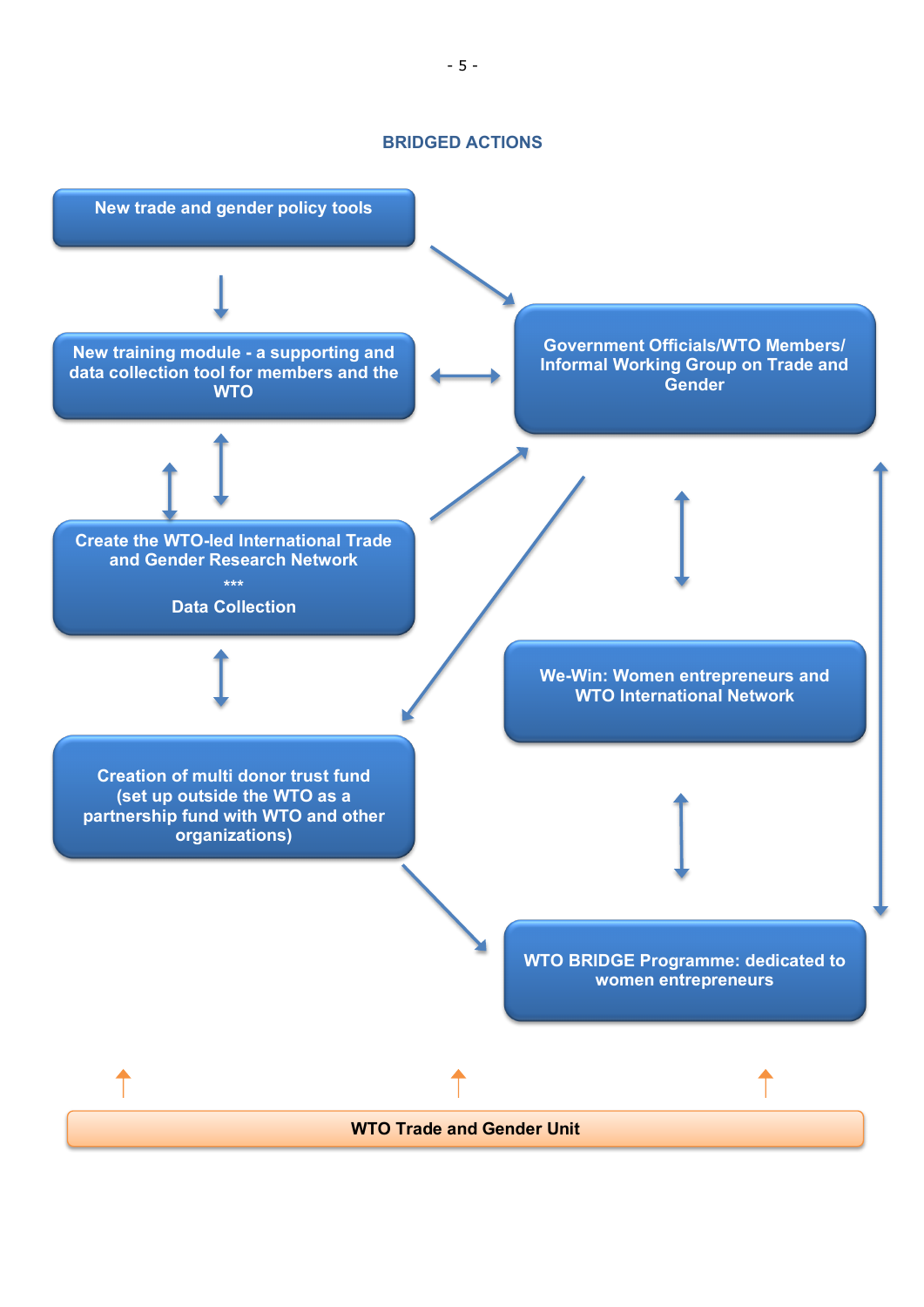## BRIDGED ACTIONS

New trade and gender policy tools

New training module - a supporting and data collection tool for members and the WTO

Create the WTO-led International Trade and Gender Research Network

***

Data Collection

Creation of multi donor trust fund (set up outside the WTO as a partnership fund with WTO and other organizations)

Government Officials/WTO Members/ Informal Working Group on Trade and Gender

We-Win: Women entrepreneurs and WTO International Network

WTO BRIDGE Programme: dedicated to women entrepreneurs

WTO Trade and Gender Unit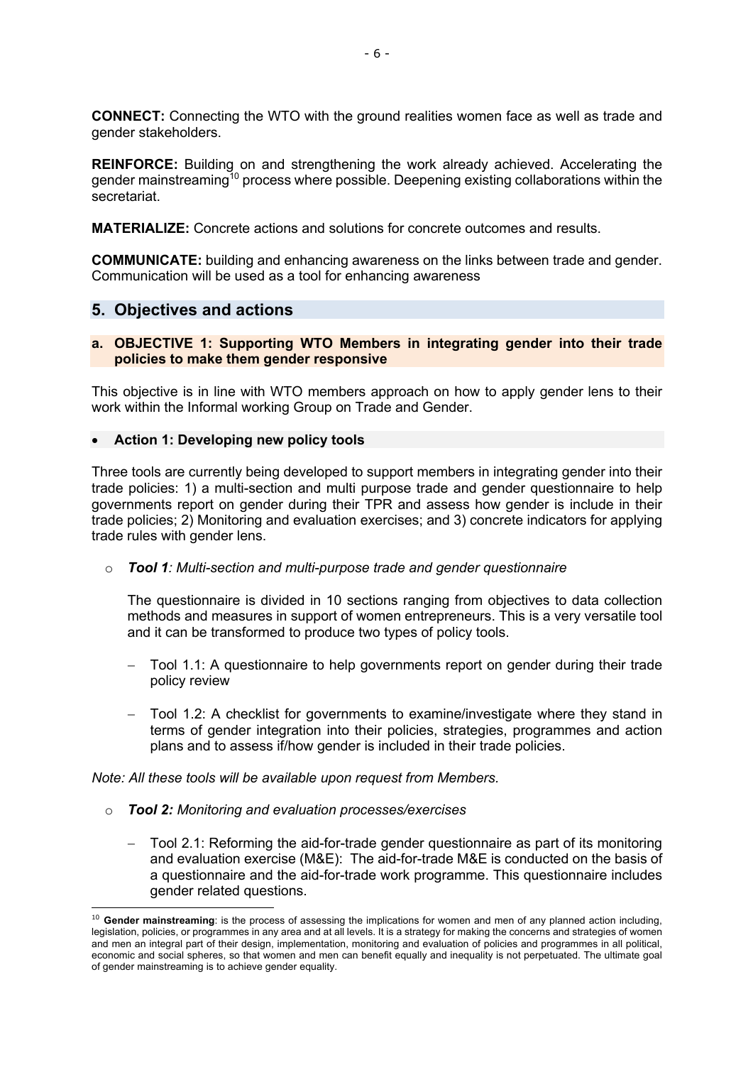**CONNECT:** Connecting the WTO with the ground realities women face as well as trade and gender stakeholders.

**REINFORCE:** Building on and strengthening the work already achieved. Accelerating the gender mainstreaming[10] process where possible. Deepening existing collaborations within the secretariat.

**MATERIALIZE:** Concrete actions and solutions for concrete outcomes and results.

**COMMUNICATE:** building and enhancing awareness on the links between trade and gender. Communication will be used as a tool for enhancing awareness

## 5. Objectives and actions

### a. OBJECTIVE 1: Supporting WTO Members in integrating gender into their trade policies to make them gender responsive

This objective is in line with WTO members approach on how to apply gender lens to their work within the Informal working Group on Trade and Gender.

- **Action 1: Developing new policy tools**

Three tools are currently being developed to support members in integrating gender into their trade policies: 1) a multi-section and multi purpose trade and gender questionnaire to help governments report on gender during their TPR and assess how gender is include in their trade policies; 2) Monitoring and evaluation exercises; and 3) concrete indicators for applying trade rules with gender lens.

- ***Tool 1**: Multi-section and multi-purpose trade and gender questionnaire*

  The questionnaire is divided in 10 sections ranging from objectives to data collection methods and measures in support of women entrepreneurs. This is a very versatile tool and it can be transformed to produce two types of policy tools.

  - Tool 1.1: A questionnaire to help governments report on gender during their trade policy review
  - Tool 1.2: A checklist for governments to examine/investigate where they stand in terms of gender integration into their policies, strategies, programmes and action plans and to assess if/how gender is included in their trade policies.

*Note: All these tools will be available upon request from Members.*

- ***Tool 2:** Monitoring and evaluation processes/exercises*

  - Tool 2.1: Reforming the aid-for-trade gender questionnaire as part of its monitoring and evaluation exercise (M&E): The aid-for-trade M&E is conducted on the basis of a questionnaire and the aid-for-trade work programme. This questionnaire includes gender related questions.

---

[10] **Gender mainstreaming**: is the process of assessing the implications for women and men of any planned action including, legislation, policies, or programmes in any area and at all levels. It is a strategy for making the concerns and strategies of women and men an integral part of their design, implementation, monitoring and evaluation of policies and programmes in all political, economic and social spheres, so that women and men can benefit equally and inequality is not perpetuated. The ultimate goal of gender mainstreaming is to achieve gender equality.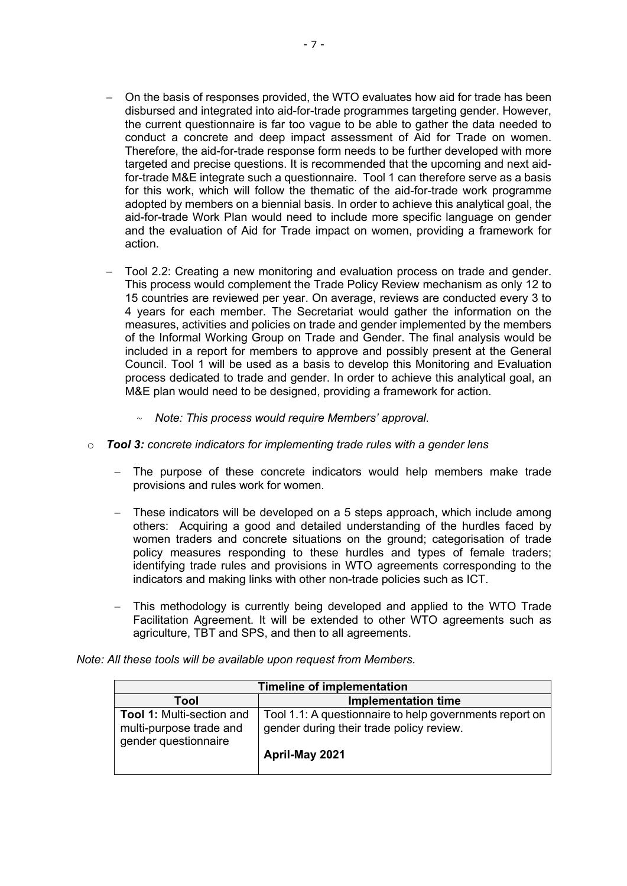- On the basis of responses provided, the WTO evaluates how aid for trade has been disbursed and integrated into aid-for-trade programmes targeting gender. However, the current questionnaire is far too vague to be able to gather the data needed to conduct a concrete and deep impact assessment of Aid for Trade on women. Therefore, the aid-for-trade response form needs to be further developed with more targeted and precise questions. It is recommended that the upcoming and next aid-for-trade M&E integrate such a questionnaire. Tool 1 can therefore serve as a basis for this work, which will follow the thematic of the aid-for-trade work programme adopted by members on a biennial basis. In order to achieve this analytical goal, the aid-for-trade Work Plan would need to include more specific language on gender and the evaluation of Aid for Trade impact on women, providing a framework for action.

- Tool 2.2: Creating a new monitoring and evaluation process on trade and gender. This process would complement the Trade Policy Review mechanism as only 12 to 15 countries are reviewed per year. On average, reviews are conducted every 3 to 4 years for each member. The Secretariat would gather the information on the measures, activities and policies on trade and gender implemented by the members of the Informal Working Group on Trade and Gender. The final analysis would be included in a report for members to approve and possibly present at the General Council. Tool 1 will be used as a basis to develop this Monitoring and Evaluation process dedicated to trade and gender. In order to achieve this analytical goal, an M&E plan would need to be designed, providing a framework for action.

  - *Note: This process would require Members' approval.*

- ***Tool 3:*** *concrete indicators for implementing trade rules with a gender lens*

  - The purpose of these concrete indicators would help members make trade provisions and rules work for women.

  - These indicators will be developed on a 5 steps approach, which include among others: Acquiring a good and detailed understanding of the hurdles faced by women traders and concrete situations on the ground; categorisation of trade policy measures responding to these hurdles and types of female traders; identifying trade rules and provisions in WTO agreements corresponding to the indicators and making links with other non-trade policies such as ICT.

  - This methodology is currently being developed and applied to the WTO Trade Facilitation Agreement. It will be extended to other WTO agreements such as agriculture, TBT and SPS, and then to all agreements.

*Note: All these tools will be available upon request from Members.*

| **Timeline of implementation** | |
|---|---|
| **Tool** | **Implementation time** |
| **Tool 1:** Multi-section and multi-purpose trade and gender questionnaire | Tool 1.1: A questionnaire to help governments report on gender during their trade policy review.<br><br>**April-May 2021** |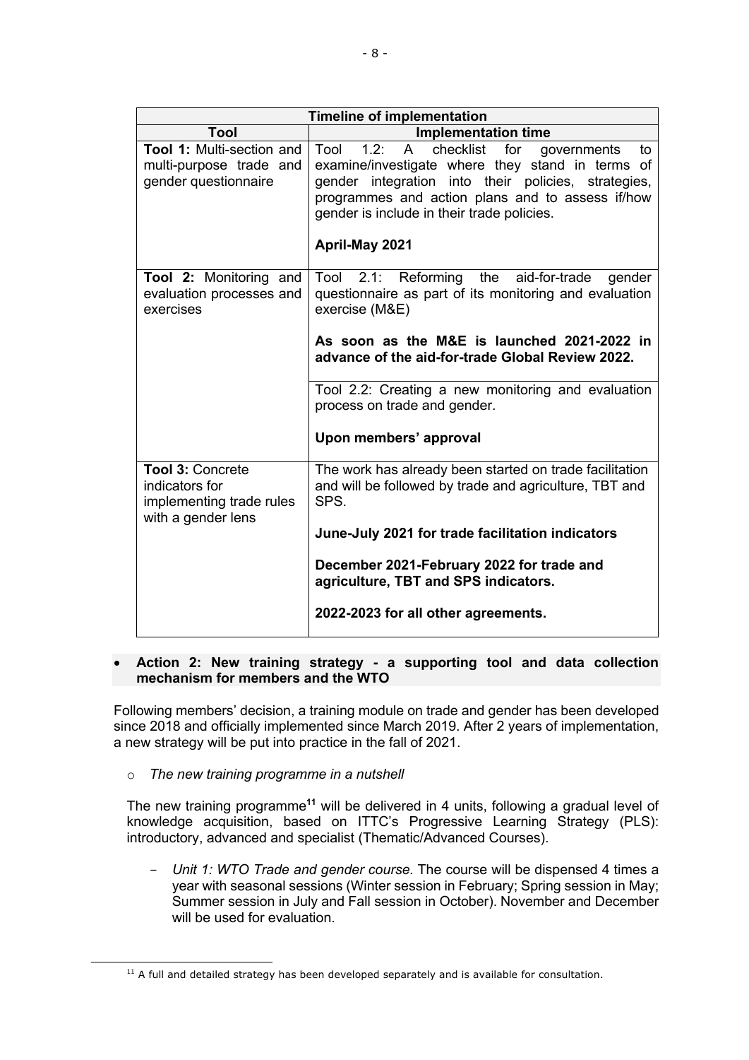| Timeline of implementation | |
|---|---|
| **Tool** | **Implementation time** |
| **Tool 1:** Multi-section and multi-purpose trade and gender questionnaire | Tool 1.2: A checklist for governments to examine/investigate where they stand in terms of gender integration into their policies, strategies, programmes and action plans and to assess if/how gender is include in their trade policies.<br><br>**April-May 2021** |
| **Tool 2:** Monitoring and evaluation processes and exercises | Tool 2.1: Reforming the aid-for-trade gender questionnaire as part of its monitoring and evaluation exercise (M&E)<br><br>**As soon as the M&E is launched 2021-2022 in advance of the aid-for-trade Global Review 2022.** |
| | Tool 2.2: Creating a new monitoring and evaluation process on trade and gender.<br><br>**Upon members' approval** |
| **Tool 3:** Concrete indicators for implementing trade rules with a gender lens | The work has already been started on trade facilitation and will be followed by trade and agriculture, TBT and SPS.<br><br>**June-July 2021 for trade facilitation indicators**<br><br>**December 2021-February 2022 for trade and agriculture, TBT and SPS indicators.**<br><br>**2022-2023 for all other agreements.** |

- **Action 2: New training strategy - a supporting tool and data collection mechanism for members and the WTO**

Following members' decision, a training module on trade and gender has been developed since 2018 and officially implemented since March 2019. After 2 years of implementation, a new strategy will be put into practice in the fall of 2021.

- *The new training programme in a nutshell*

The new training programme[11] will be delivered in 4 units, following a gradual level of knowledge acquisition, based on ITTC's Progressive Learning Strategy (PLS): introductory, advanced and specialist (Thematic/Advanced Courses).

- *Unit 1: WTO Trade and gender course.* The course will be dispensed 4 times a year with seasonal sessions (Winter session in February; Spring session in May; Summer session in July and Fall session in October). November and December will be used for evaluation.

[11] A full and detailed strategy has been developed separately and is available for consultation.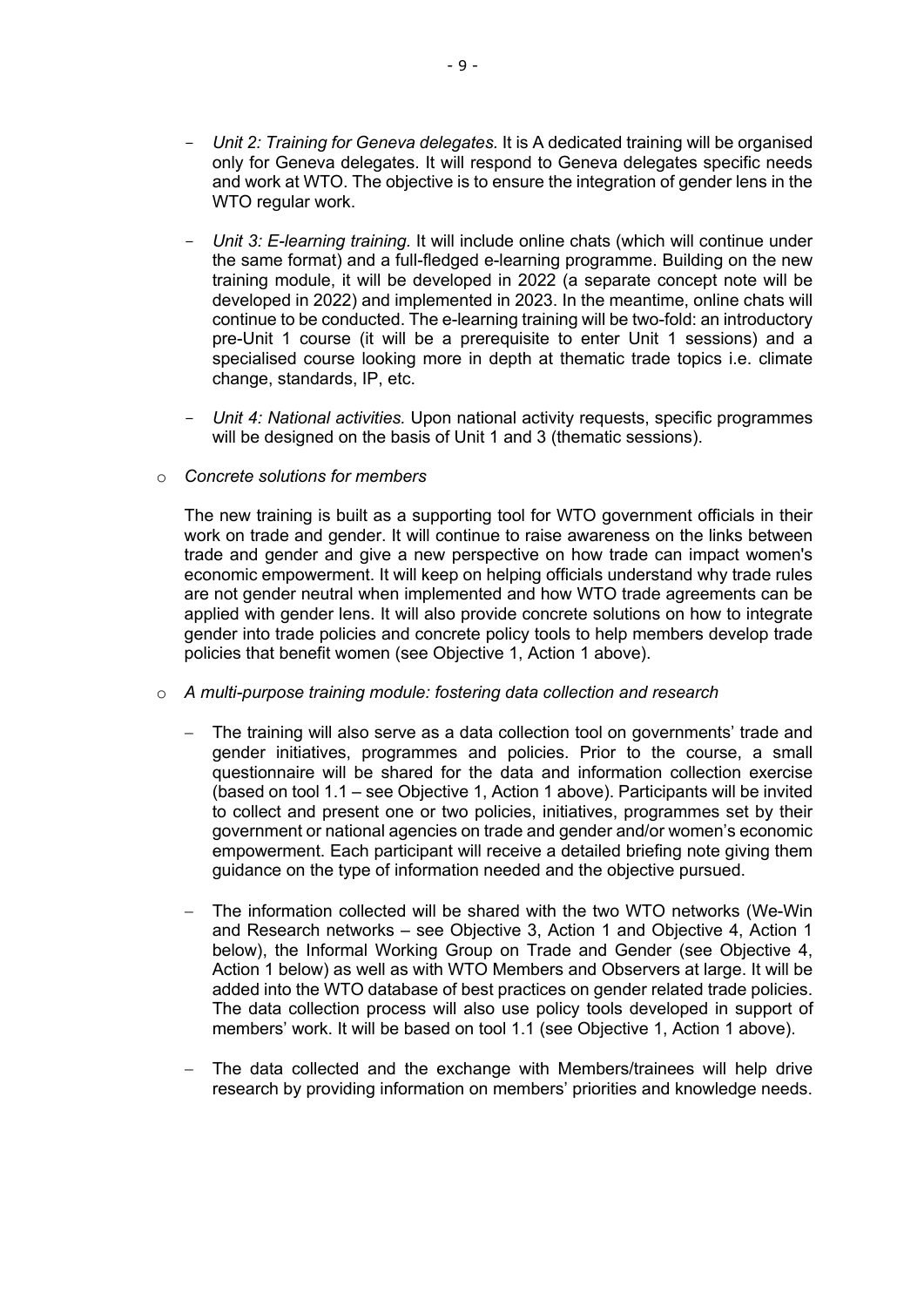- *Unit 2: Training for Geneva delegates.* It is A dedicated training will be organised only for Geneva delegates. It will respond to Geneva delegates specific needs and work at WTO. The objective is to ensure the integration of gender lens in the WTO regular work.

- *Unit 3: E-learning training.* It will include online chats (which will continue under the same format) and a full-fledged e-learning programme. Building on the new training module, it will be developed in 2022 (a separate concept note will be developed in 2022) and implemented in 2023. In the meantime, online chats will continue to be conducted. The e-learning training will be two-fold: an introductory pre-Unit 1 course (it will be a prerequisite to enter Unit 1 sessions) and a specialised course looking more in depth at thematic trade topics i.e. climate change, standards, IP, etc.

- *Unit 4: National activities.* Upon national activity requests, specific programmes will be designed on the basis of Unit 1 and 3 (thematic sessions).

- *Concrete solutions for members*

  The new training is built as a supporting tool for WTO government officials in their work on trade and gender. It will continue to raise awareness on the links between trade and gender and give a new perspective on how trade can impact women's economic empowerment. It will keep on helping officials understand why trade rules are not gender neutral when implemented and how WTO trade agreements can be applied with gender lens. It will also provide concrete solutions on how to integrate gender into trade policies and concrete policy tools to help members develop trade policies that benefit women (see Objective 1, Action 1 above).

- *A multi-purpose training module: fostering data collection and research*

  - The training will also serve as a data collection tool on governments' trade and gender initiatives, programmes and policies. Prior to the course, a small questionnaire will be shared for the data and information collection exercise (based on tool 1.1 – see Objective 1, Action 1 above). Participants will be invited to collect and present one or two policies, initiatives, programmes set by their government or national agencies on trade and gender and/or women's economic empowerment. Each participant will receive a detailed briefing note giving them guidance on the type of information needed and the objective pursued.

  - The information collected will be shared with the two WTO networks (We-Win and Research networks – see Objective 3, Action 1 and Objective 4, Action 1 below), the Informal Working Group on Trade and Gender (see Objective 4, Action 1 below) as well as with WTO Members and Observers at large. It will be added into the WTO database of best practices on gender related trade policies. The data collection process will also use policy tools developed in support of members' work. It will be based on tool 1.1 (see Objective 1, Action 1 above).

  - The data collected and the exchange with Members/trainees will help drive research by providing information on members' priorities and knowledge needs.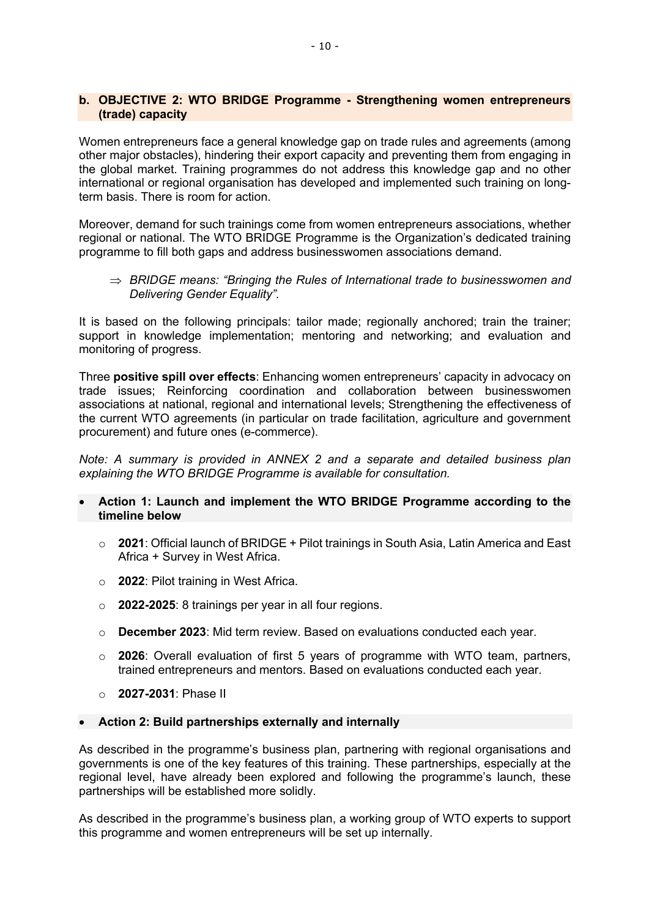### b. OBJECTIVE 2: WTO BRIDGE Programme - Strengthening women entrepreneurs (trade) capacity

Women entrepreneurs face a general knowledge gap on trade rules and agreements (among other major obstacles), hindering their export capacity and preventing them from engaging in the global market. Training programmes do not address this knowledge gap and no other international or regional organisation has developed and implemented such training on long-term basis. There is room for action.

Moreover, demand for such trainings come from women entrepreneurs associations, whether regional or national. The WTO BRIDGE Programme is the Organization's dedicated training programme to fill both gaps and address businesswomen associations demand.

⇒ *BRIDGE means: "Bringing the Rules of International trade to businesswomen and Delivering Gender Equality".*

It is based on the following principals: tailor made; regionally anchored; train the trainer; support in knowledge implementation; mentoring and networking; and evaluation and monitoring of progress.

Three **positive spill over effects**: Enhancing women entrepreneurs' capacity in advocacy on trade issues; Reinforcing coordination and collaboration between businesswomen associations at national, regional and international levels; Strengthening the effectiveness of the current WTO agreements (in particular on trade facilitation, agriculture and government procurement) and future ones (e-commerce).

*Note: A summary is provided in ANNEX 2 and a separate and detailed business plan explaining the WTO BRIDGE Programme is available for consultation.*

- **Action 1: Launch and implement the WTO BRIDGE Programme according to the timeline below**
  - **2021**: Official launch of BRIDGE + Pilot trainings in South Asia, Latin America and East Africa + Survey in West Africa.
  - **2022**: Pilot training in West Africa.
  - **2022-2025**: 8 trainings per year in all four regions.
  - **December 2023**: Mid term review. Based on evaluations conducted each year.
  - **2026**: Overall evaluation of first 5 years of programme with WTO team, partners, trained entrepreneurs and mentors. Based on evaluations conducted each year.
  - **2027-2031**: Phase II

- **Action 2: Build partnerships externally and internally**

As described in the programme's business plan, partnering with regional organisations and governments is one of the key features of this training. These partnerships, especially at the regional level, have already been explored and following the programme's launch, these partnerships will be established more solidly.

As described in the programme's business plan, a working group of WTO experts to support this programme and women entrepreneurs will be set up internally.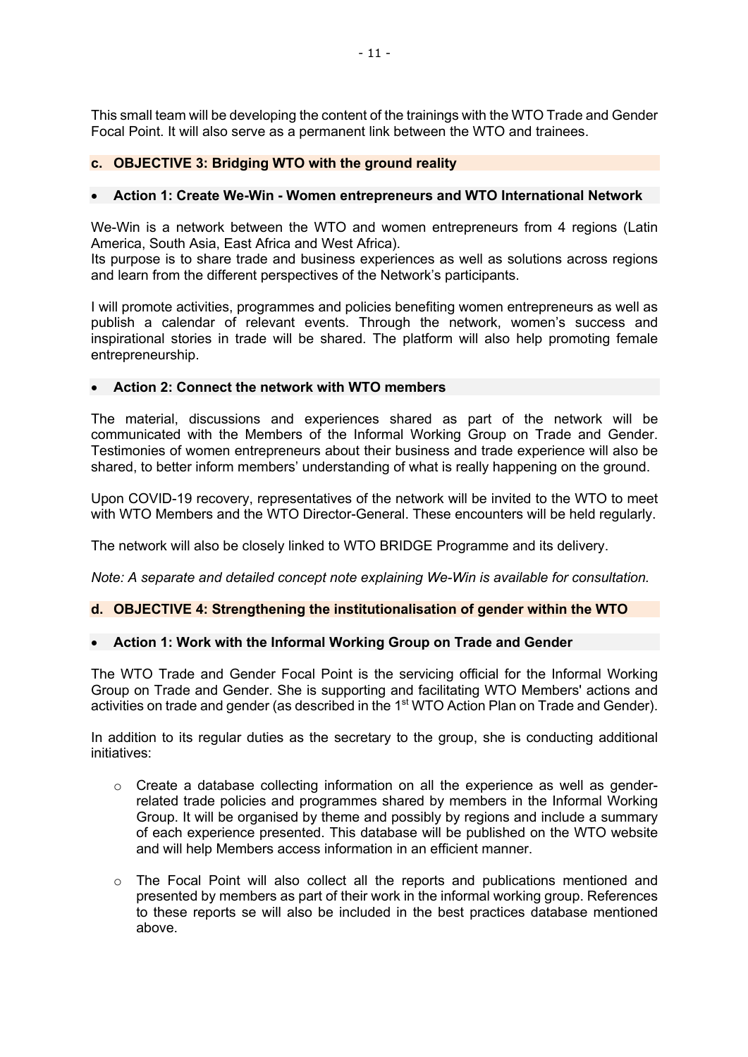This small team will be developing the content of the trainings with the WTO Trade and Gender Focal Point. It will also serve as a permanent link between the WTO and trainees.

### c. OBJECTIVE 3: Bridging WTO with the ground reality

- **Action 1: Create We-Win - Women entrepreneurs and WTO International Network**

We-Win is a network between the WTO and women entrepreneurs from 4 regions (Latin America, South Asia, East Africa and West Africa).
Its purpose is to share trade and business experiences as well as solutions across regions and learn from the different perspectives of the Network's participants.

I will promote activities, programmes and policies benefiting women entrepreneurs as well as publish a calendar of relevant events. Through the network, women's success and inspirational stories in trade will be shared. The platform will also help promoting female entrepreneurship.

- **Action 2: Connect the network with WTO members**

The material, discussions and experiences shared as part of the network will be communicated with the Members of the Informal Working Group on Trade and Gender. Testimonies of women entrepreneurs about their business and trade experience will also be shared, to better inform members' understanding of what is really happening on the ground.

Upon COVID-19 recovery, representatives of the network will be invited to the WTO to meet with WTO Members and the WTO Director-General. These encounters will be held regularly.

The network will also be closely linked to WTO BRIDGE Programme and its delivery.

*Note: A separate and detailed concept note explaining We-Win is available for consultation.*

### d. OBJECTIVE 4: Strengthening the institutionalisation of gender within the WTO

- **Action 1: Work with the Informal Working Group on Trade and Gender**

The WTO Trade and Gender Focal Point is the servicing official for the Informal Working Group on Trade and Gender. She is supporting and facilitating WTO Members' actions and activities on trade and gender (as described in the 1st WTO Action Plan on Trade and Gender).

In addition to its regular duties as the secretary to the group, she is conducting additional initiatives:

- Create a database collecting information on all the experience as well as gender-related trade policies and programmes shared by members in the Informal Working Group. It will be organised by theme and possibly by regions and include a summary of each experience presented. This database will be published on the WTO website and will help Members access information in an efficient manner.
- The Focal Point will also collect all the reports and publications mentioned and presented by members as part of their work in the informal working group. References to these reports se will also be included in the best practices database mentioned above.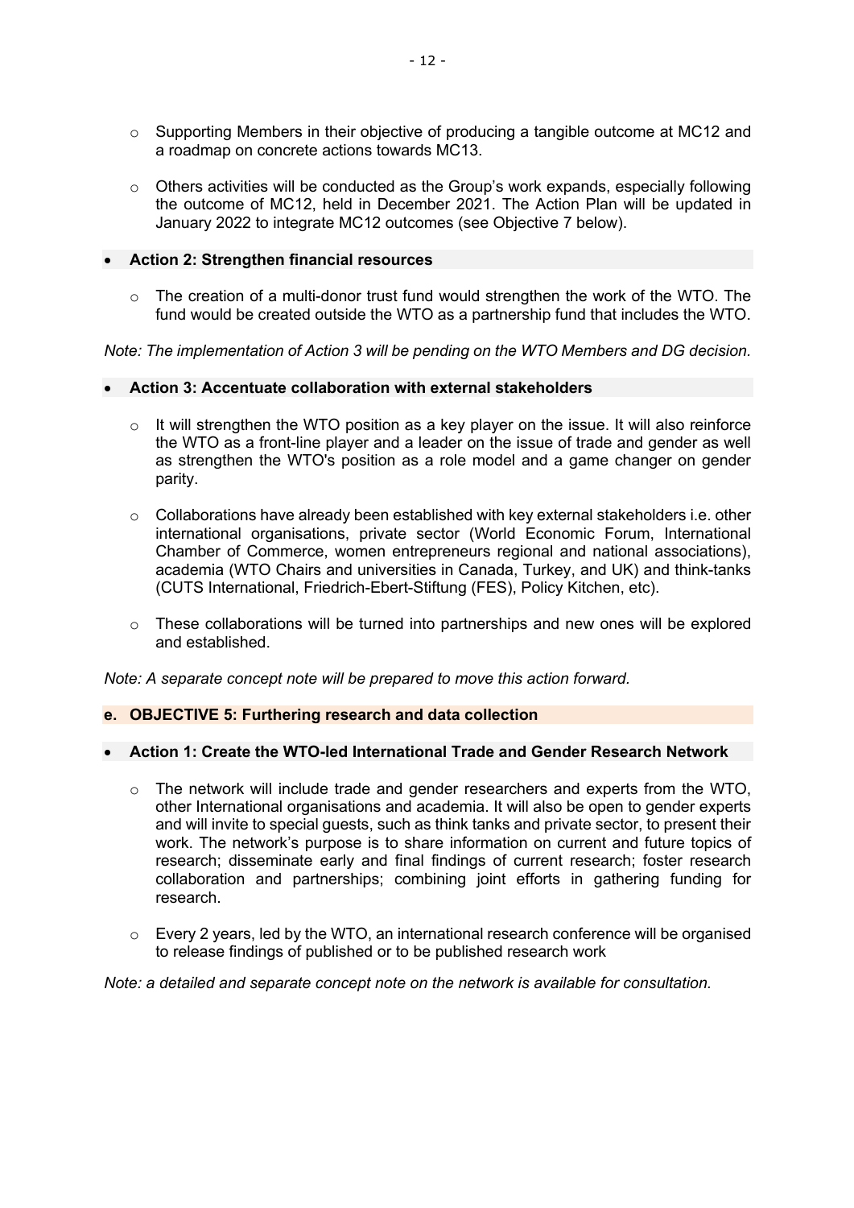- Supporting Members in their objective of producing a tangible outcome at MC12 and a roadmap on concrete actions towards MC13.

- Others activities will be conducted as the Group's work expands, especially following the outcome of MC12, held in December 2021. The Action Plan will be updated in January 2022 to integrate MC12 outcomes (see Objective 7 below).

- **Action 2: Strengthen financial resources**

    - The creation of a multi-donor trust fund would strengthen the work of the WTO. The fund would be created outside the WTO as a partnership fund that includes the WTO.

*Note: The implementation of Action 3 will be pending on the WTO Members and DG decision.*

- **Action 3: Accentuate collaboration with external stakeholders**

    - It will strengthen the WTO position as a key player on the issue. It will also reinforce the WTO as a front-line player and a leader on the issue of trade and gender as well as strengthen the WTO's position as a role model and a game changer on gender parity.

    - Collaborations have already been established with key external stakeholders i.e. other international organisations, private sector (World Economic Forum, International Chamber of Commerce, women entrepreneurs regional and national associations), academia (WTO Chairs and universities in Canada, Turkey, and UK) and think-tanks (CUTS International, Friedrich-Ebert-Stiftung (FES), Policy Kitchen, etc).

    - These collaborations will be turned into partnerships and new ones will be explored and established.

*Note: A separate concept note will be prepared to move this action forward.*

### e. OBJECTIVE 5: Furthering research and data collection

- **Action 1: Create the WTO-led International Trade and Gender Research Network**

    - The network will include trade and gender researchers and experts from the WTO, other International organisations and academia. It will also be open to gender experts and will invite to special guests, such as think tanks and private sector, to present their work. The network's purpose is to share information on current and future topics of research; disseminate early and final findings of current research; foster research collaboration and partnerships; combining joint efforts in gathering funding for research.

    - Every 2 years, led by the WTO, an international research conference will be organised to release findings of published or to be published research work

*Note: a detailed and separate concept note on the network is available for consultation.*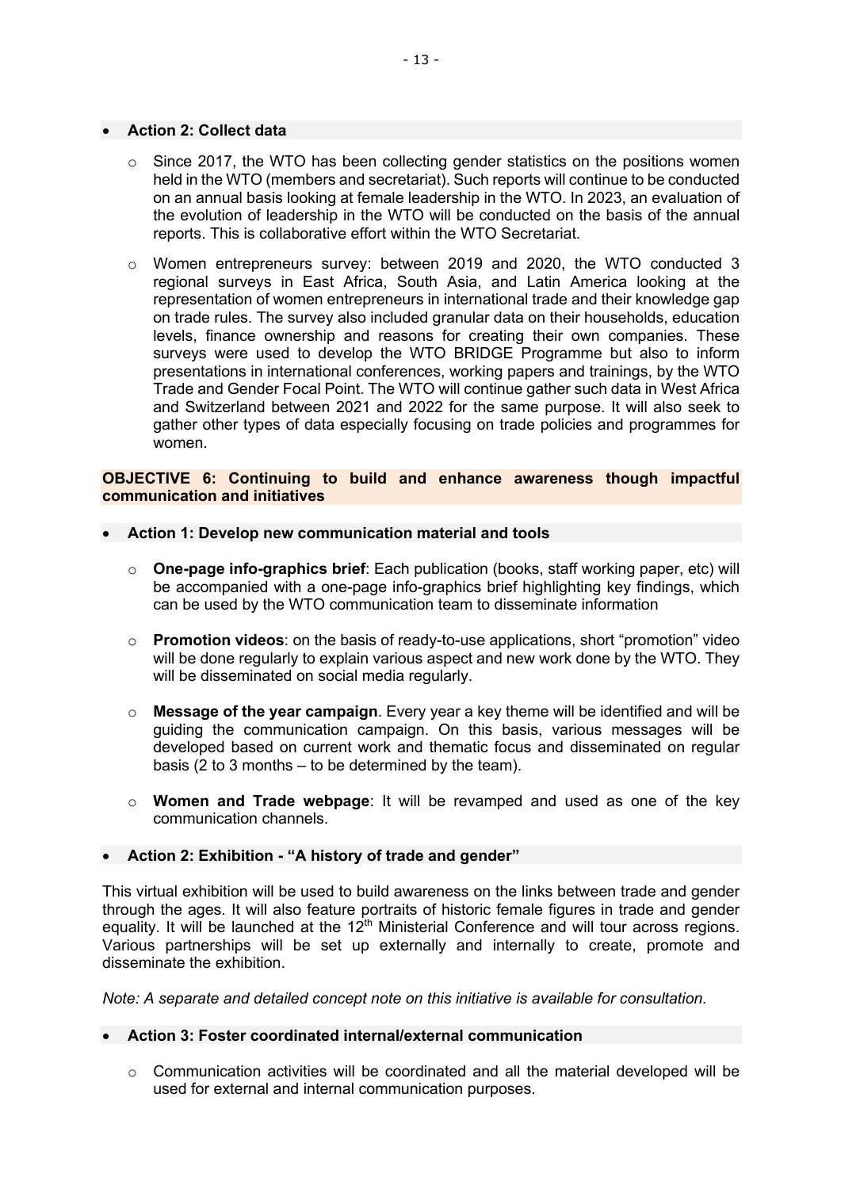- **Action 2: Collect data**

  - Since 2017, the WTO has been collecting gender statistics on the positions women held in the WTO (members and secretariat). Such reports will continue to be conducted on an annual basis looking at female leadership in the WTO. In 2023, an evaluation of the evolution of leadership in the WTO will be conducted on the basis of the annual reports. This is collaborative effort within the WTO Secretariat.

  - Women entrepreneurs survey: between 2019 and 2020, the WTO conducted 3 regional surveys in East Africa, South Asia, and Latin America looking at the representation of women entrepreneurs in international trade and their knowledge gap on trade rules. The survey also included granular data on their households, education levels, finance ownership and reasons for creating their own companies. These surveys were used to develop the WTO BRIDGE Programme but also to inform presentations in international conferences, working papers and trainings, by the WTO Trade and Gender Focal Point. The WTO will continue gather such data in West Africa and Switzerland between 2021 and 2022 for the same purpose. It will also seek to gather other types of data especially focusing on trade policies and programmes for women.

**OBJECTIVE 6: Continuing to build and enhance awareness though impactful communication and initiatives**

- **Action 1: Develop new communication material and tools**

  - **One-page info-graphics brief**: Each publication (books, staff working paper, etc) will be accompanied with a one-page info-graphics brief highlighting key findings, which can be used by the WTO communication team to disseminate information

  - **Promotion videos**: on the basis of ready-to-use applications, short "promotion" video will be done regularly to explain various aspect and new work done by the WTO. They will be disseminated on social media regularly.

  - **Message of the year campaign**. Every year a key theme will be identified and will be guiding the communication campaign. On this basis, various messages will be developed based on current work and thematic focus and disseminated on regular basis (2 to 3 months – to be determined by the team).

  - **Women and Trade webpage**: It will be revamped and used as one of the key communication channels.

- **Action 2: Exhibition - "A history of trade and gender"**

This virtual exhibition will be used to build awareness on the links between trade and gender through the ages. It will also feature portraits of historic female figures in trade and gender equality. It will be launched at the 12th Ministerial Conference and will tour across regions. Various partnerships will be set up externally and internally to create, promote and disseminate the exhibition.

*Note: A separate and detailed concept note on this initiative is available for consultation.*

- **Action 3: Foster coordinated internal/external communication**

  - Communication activities will be coordinated and all the material developed will be used for external and internal communication purposes.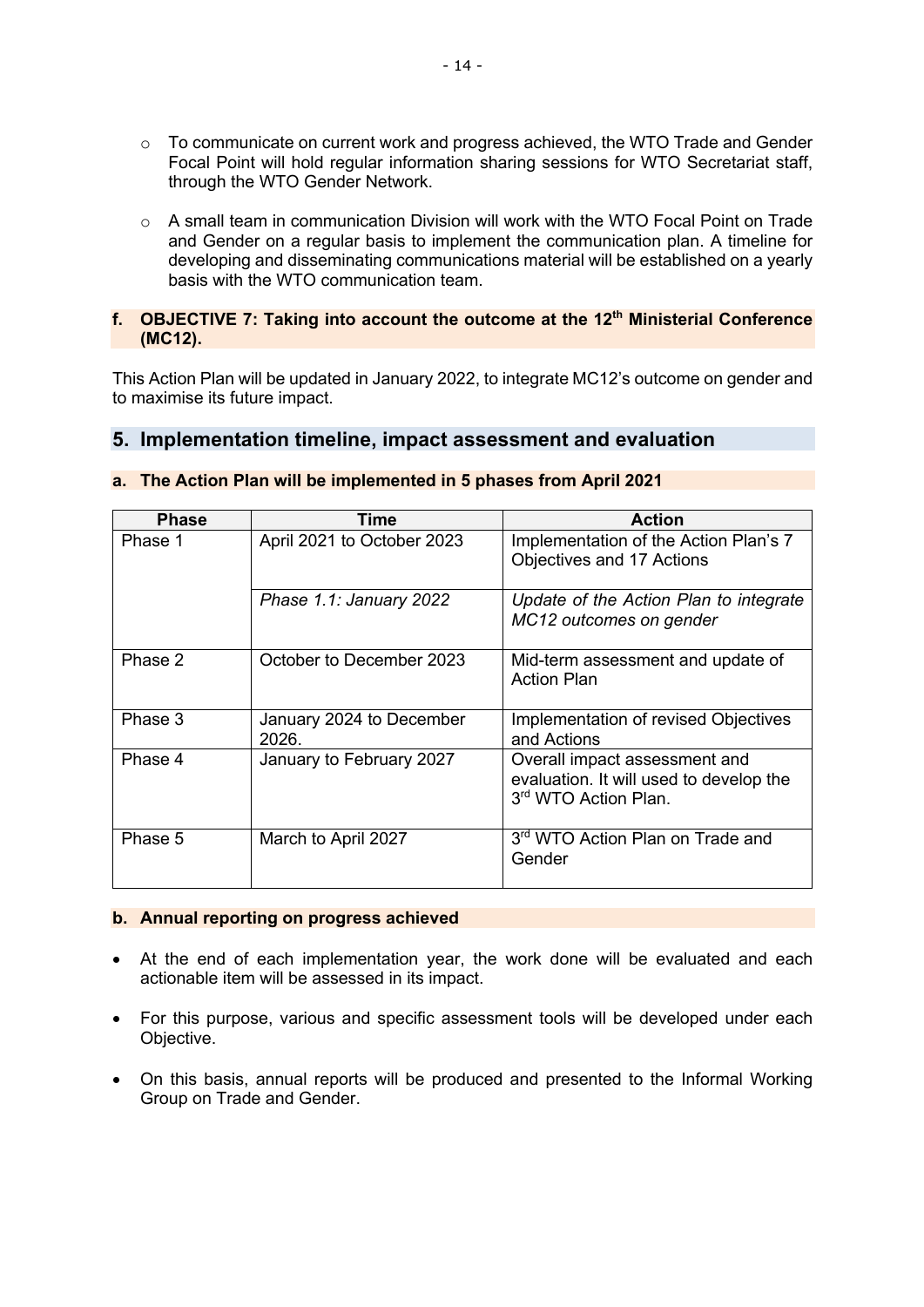- To communicate on current work and progress achieved, the WTO Trade and Gender Focal Point will hold regular information sharing sessions for WTO Secretariat staff, through the WTO Gender Network.

- A small team in communication Division will work with the WTO Focal Point on Trade and Gender on a regular basis to implement the communication plan. A timeline for developing and disseminating communications material will be established on a yearly basis with the WTO communication team.

### f. OBJECTIVE 7: Taking into account the outcome at the 12th Ministerial Conference (MC12).

This Action Plan will be updated in January 2022, to integrate MC12's outcome on gender and to maximise its future impact.

## 5. Implementation timeline, impact assessment and evaluation

### a. The Action Plan will be implemented in 5 phases from April 2021

| Phase | Time | Action |
|---|---|---|
| Phase 1 | April 2021 to October 2023 | Implementation of the Action Plan's 7 Objectives and 17 Actions |
| | *Phase 1.1: January 2022* | *Update of the Action Plan to integrate MC12 outcomes on gender* |
| Phase 2 | October to December 2023 | Mid-term assessment and update of Action Plan |
| Phase 3 | January 2024 to December 2026. | Implementation of revised Objectives and Actions |
| Phase 4 | January to February 2027 | Overall impact assessment and evaluation. It will used to develop the 3rd WTO Action Plan. |
| Phase 5 | March to April 2027 | 3rd WTO Action Plan on Trade and Gender |

### b. Annual reporting on progress achieved

- At the end of each implementation year, the work done will be evaluated and each actionable item will be assessed in its impact.

- For this purpose, various and specific assessment tools will be developed under each Objective.

- On this basis, annual reports will be produced and presented to the Informal Working Group on Trade and Gender.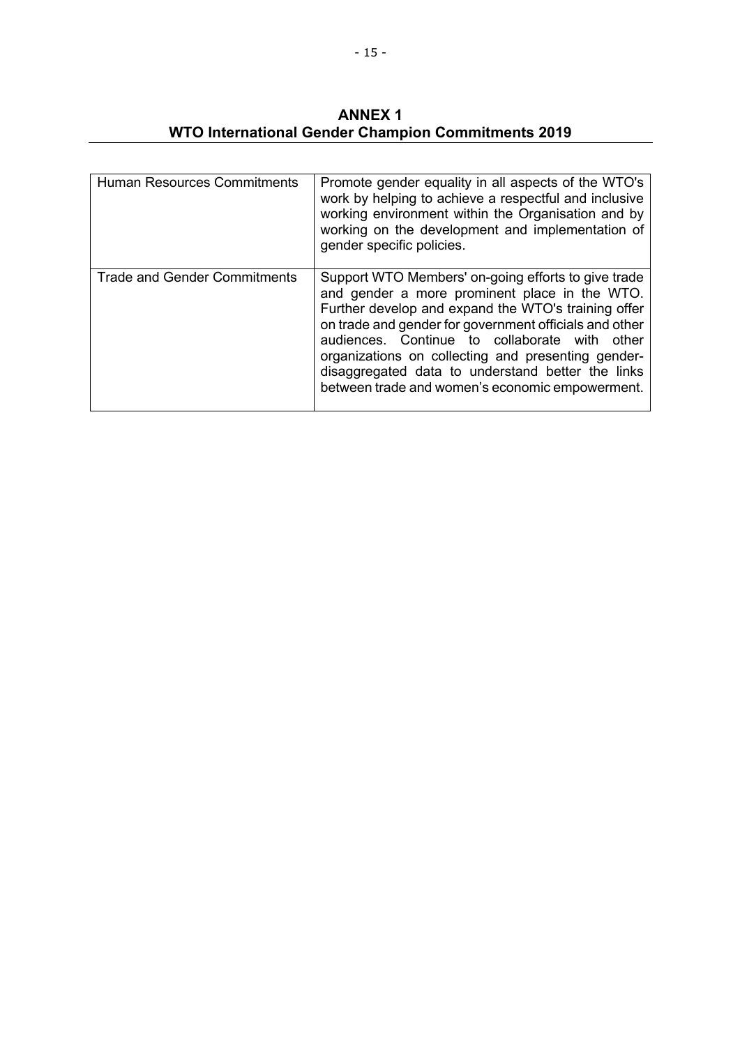# ANNEX 1
# WTO International Gender Champion Commitments 2019

| | |
|---|---|
| Human Resources Commitments | Promote gender equality in all aspects of the WTO's work by helping to achieve a respectful and inclusive working environment within the Organisation and by working on the development and implementation of gender specific policies. |
| Trade and Gender Commitments | Support WTO Members' on-going efforts to give trade and gender a more prominent place in the WTO. Further develop and expand the WTO's training offer on trade and gender for government officials and other audiences. Continue to collaborate with other organizations on collecting and presenting gender-disaggregated data to understand better the links between trade and women's economic empowerment. |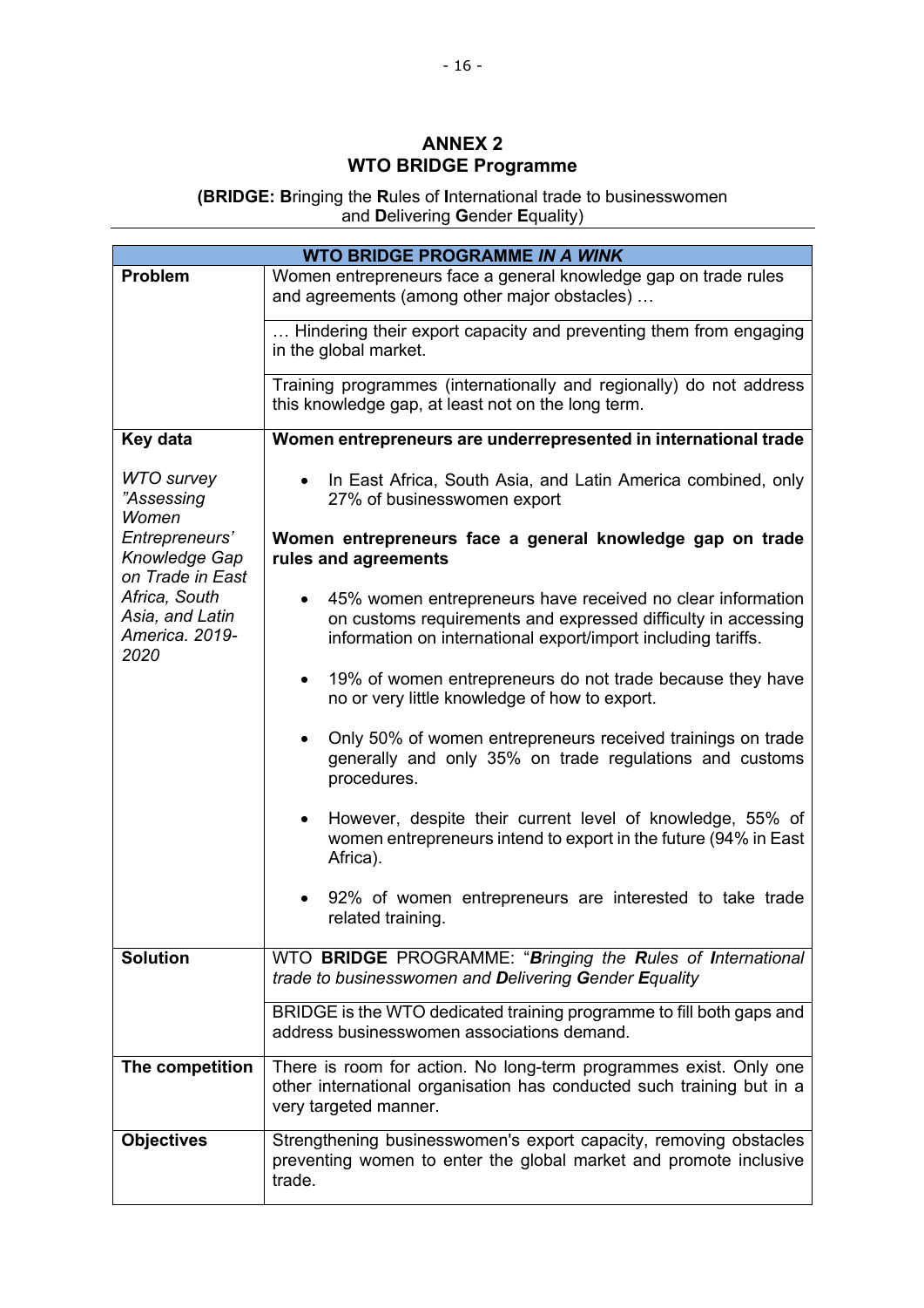# ANNEX 2
# WTO BRIDGE Programme

**(BRIDGE: B**ringing the **R**ules of **I**nternational trade to businesswomen and **D**elivering **G**ender **E**quality)

| WTO BRIDGE PROGRAMME *IN A WINK* | |
|---|---|
| **Problem** | Women entrepreneurs face a general knowledge gap on trade rules and agreements (among other major obstacles) … |
| | … Hindering their export capacity and preventing them from engaging in the global market. |
| | Training programmes (internationally and regionally) do not address this knowledge gap, at least not on the long term. |
| **Key data**<br><br>*WTO survey "Assessing Women Entrepreneurs' Knowledge Gap on Trade in East Africa, South Asia, and Latin America. 2019-2020* | **Women entrepreneurs are underrepresented in international trade**<br><br>• In East Africa, South Asia, and Latin America combined, only 27% of businesswomen export<br><br>**Women entrepreneurs face a general knowledge gap on trade rules and agreements**<br><br>• 45% women entrepreneurs have received no clear information on customs requirements and expressed difficulty in accessing information on international export/import including tariffs.<br><br>• 19% of women entrepreneurs do not trade because they have no or very little knowledge of how to export.<br><br>• Only 50% of women entrepreneurs received trainings on trade generally and only 35% on trade regulations and customs procedures.<br><br>• However, despite their current level of knowledge, 55% of women entrepreneurs intend to export in the future (94% in East Africa).<br><br>• 92% of women entrepreneurs are interested to take trade related training. |
| **Solution** | WTO **BRIDGE** PROGRAMME: "***B****ringing the* ***R****ules of* ***I****nternational trade to businesswomen and* ***D****elivering* ***G****ender* ***E****quality* |
| | BRIDGE is the WTO dedicated training programme to fill both gaps and address businesswomen associations demand. |
| **The competition** | There is room for action. No long-term programmes exist. Only one other international organisation has conducted such training but in a very targeted manner. |
| **Objectives** | Strengthening businesswomen's export capacity, removing obstacles preventing women to enter the global market and promote inclusive trade. |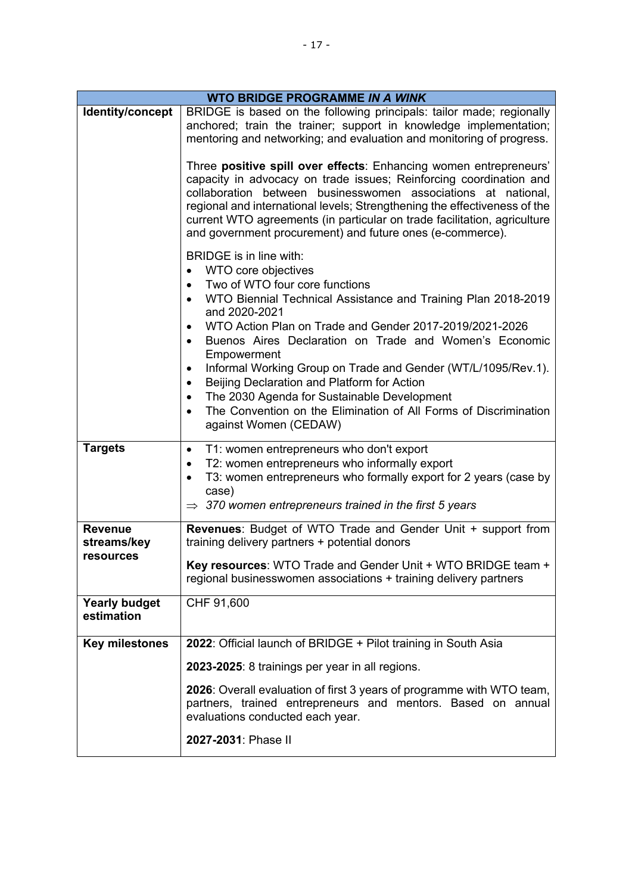| **WTO BRIDGE PROGRAMME *IN A WINK*** | |
|---|---|
| **Identity/concept** | BRIDGE is based on the following principals: tailor made; regionally anchored; train the trainer; support in knowledge implementation; mentoring and networking; and evaluation and monitoring of progress.<br><br>Three **positive spill over effects**: Enhancing women entrepreneurs' capacity in advocacy on trade issues; Reinforcing coordination and collaboration between businesswomen associations at national, regional and international levels; Strengthening the effectiveness of the current WTO agreements (in particular on trade facilitation, agriculture and government procurement) and future ones (e-commerce).<br><br>BRIDGE is in line with:<br>• WTO core objectives<br>• Two of WTO four core functions<br>• WTO Biennial Technical Assistance and Training Plan 2018-2019 and 2020-2021<br>• WTO Action Plan on Trade and Gender 2017-2019/2021-2026<br>• Buenos Aires Declaration on Trade and Women's Economic Empowerment<br>• Informal Working Group on Trade and Gender (WT/L/1095/Rev.1).<br>• Beijing Declaration and Platform for Action<br>• The 2030 Agenda for Sustainable Development<br>• The Convention on the Elimination of All Forms of Discrimination against Women (CEDAW) |
| **Targets** | • T1: women entrepreneurs who don't export<br>• T2: women entrepreneurs who informally export<br>• T3: women entrepreneurs who formally export for 2 years (case by case)<br>⇒ *370 women entrepreneurs trained in the first 5 years* |
| **Revenue streams/key resources** | **Revenues**: Budget of WTO Trade and Gender Unit + support from training delivery partners + potential donors<br><br>**Key resources**: WTO Trade and Gender Unit + WTO BRIDGE team + regional businesswomen associations + training delivery partners |
| **Yearly budget estimation** | CHF 91,600 |
| **Key milestones** | **2022**: Official launch of BRIDGE + Pilot training in South Asia<br><br>**2023-2025**: 8 trainings per year in all regions.<br><br>**2026**: Overall evaluation of first 3 years of programme with WTO team, partners, trained entrepreneurs and mentors. Based on annual evaluations conducted each year.<br><br>**2027-2031**: Phase II |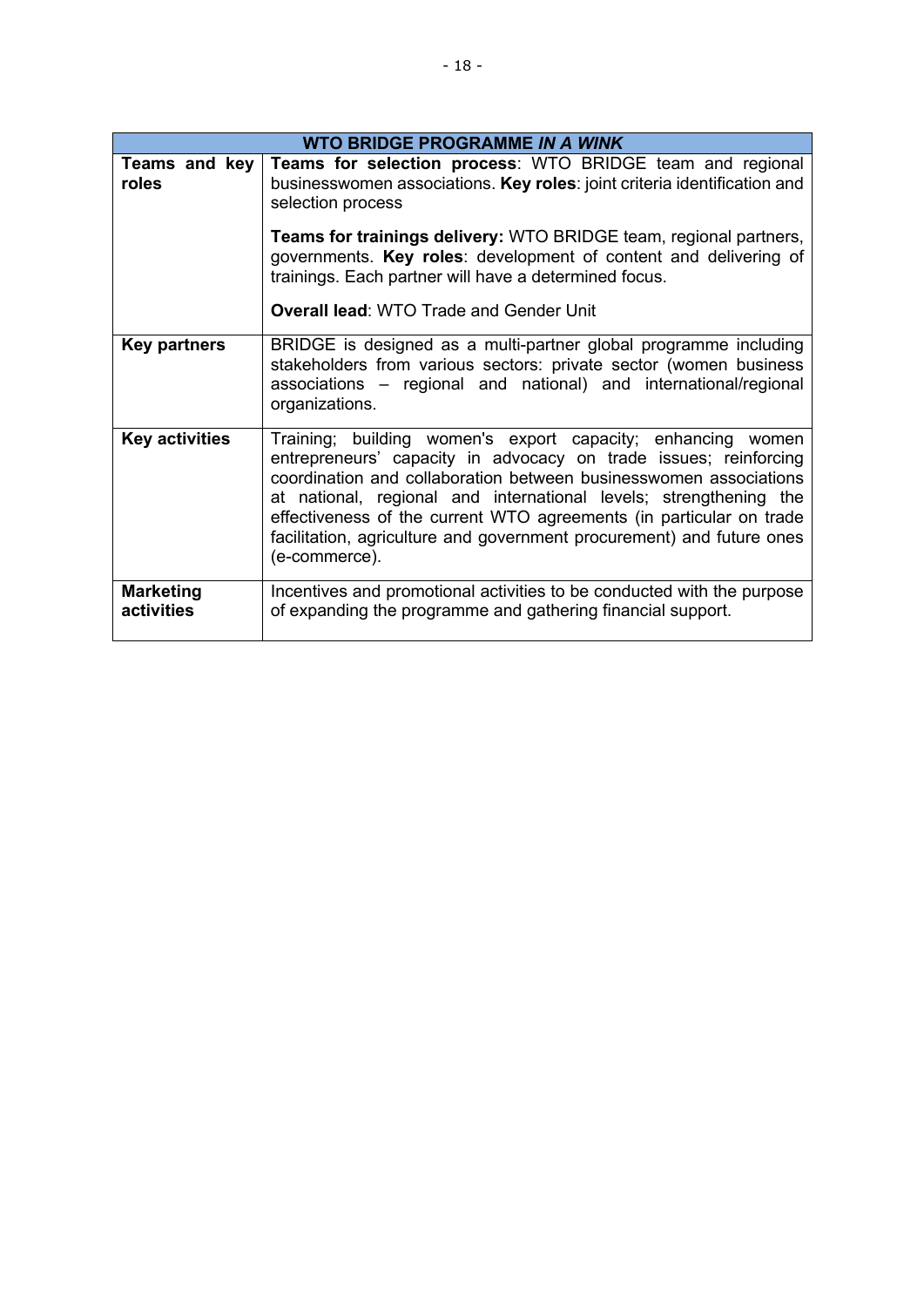| WTO BRIDGE PROGRAMME *IN A WINK* | |
|---|---|
| **Teams and key roles** | **Teams for selection process**: WTO BRIDGE team and regional businesswomen associations. **Key roles**: joint criteria identification and selection process<br><br>**Teams for trainings delivery:** WTO BRIDGE team, regional partners, governments. **Key roles**: development of content and delivering of trainings. Each partner will have a determined focus.<br><br>**Overall lead**: WTO Trade and Gender Unit |
| **Key partners** | BRIDGE is designed as a multi-partner global programme including stakeholders from various sectors: private sector (women business associations – regional and national) and international/regional organizations. |
| **Key activities** | Training; building women's export capacity; enhancing women entrepreneurs' capacity in advocacy on trade issues; reinforcing coordination and collaboration between businesswomen associations at national, regional and international levels; strengthening the effectiveness of the current WTO agreements (in particular on trade facilitation, agriculture and government procurement) and future ones (e-commerce). |
| **Marketing activities** | Incentives and promotional activities to be conducted with the purpose of expanding the programme and gathering financial support. |